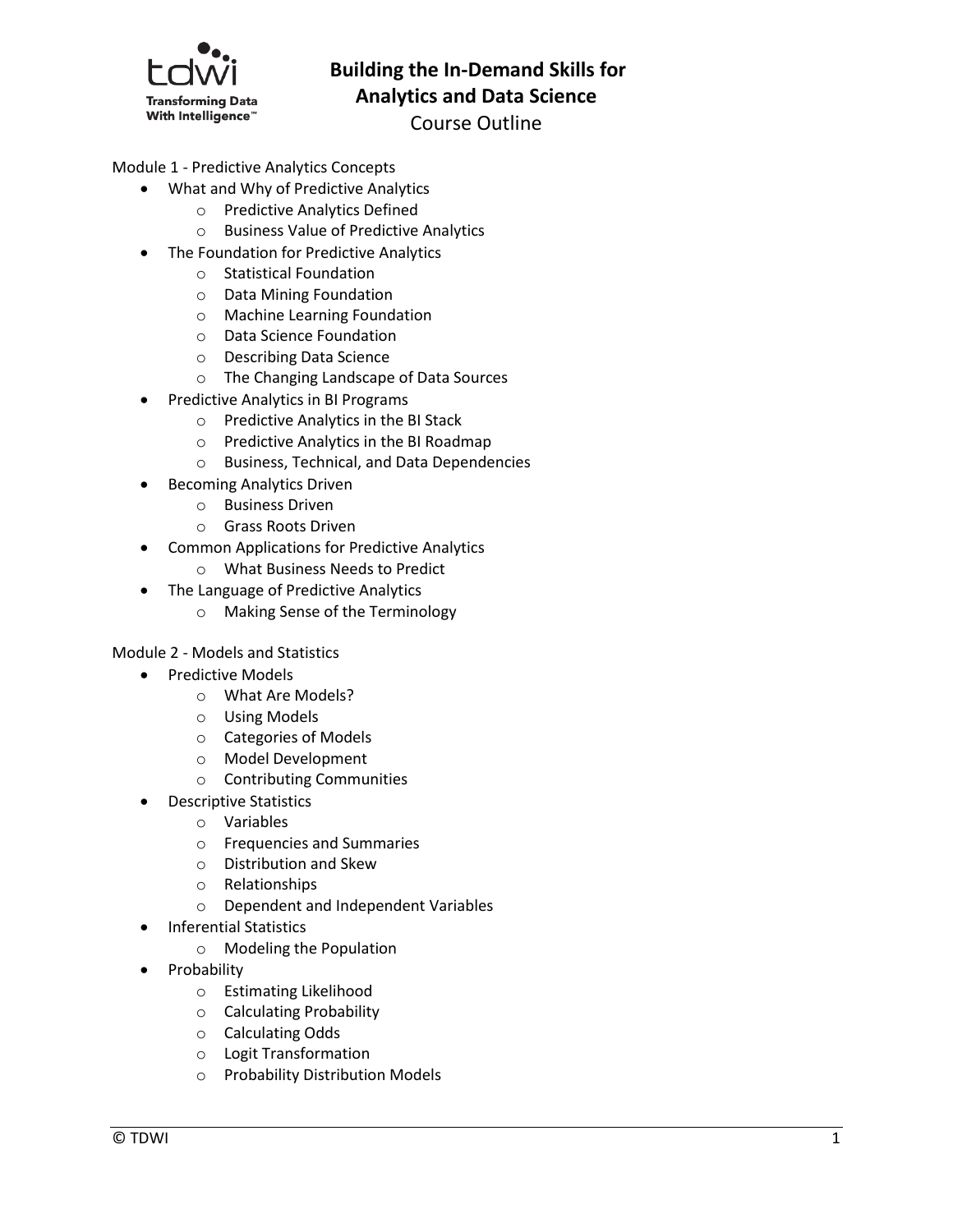# Building the In-Demand Skills for Analytics and Data Science

Course Outline

Module 1 - Predictive Analytics Concepts

- What and Why of Predictive Analytics
  - Predictive Analytics Defined
  - Business Value of Predictive Analytics
- The Foundation for Predictive Analytics
  - Statistical Foundation
  - Data Mining Foundation
  - Machine Learning Foundation
  - Data Science Foundation
  - Describing Data Science
  - The Changing Landscape of Data Sources
- Predictive Analytics in BI Programs
  - Predictive Analytics in the BI Stack
  - Predictive Analytics in the BI Roadmap
  - Business, Technical, and Data Dependencies
- Becoming Analytics Driven
  - Business Driven
  - Grass Roots Driven
- Common Applications for Predictive Analytics
  - What Business Needs to Predict
- The Language of Predictive Analytics
  - Making Sense of the Terminology

Module 2 - Models and Statistics

- Predictive Models
  - What Are Models?
  - Using Models
  - Categories of Models
  - Model Development
  - Contributing Communities
- Descriptive Statistics
  - Variables
  - Frequencies and Summaries
  - Distribution and Skew
  - Relationships
  - Dependent and Independent Variables
- Inferential Statistics
  - Modeling the Population
- Probability
  - Estimating Likelihood
  - Calculating Probability
  - Calculating Odds
  - Logit Transformation
  - Probability Distribution Models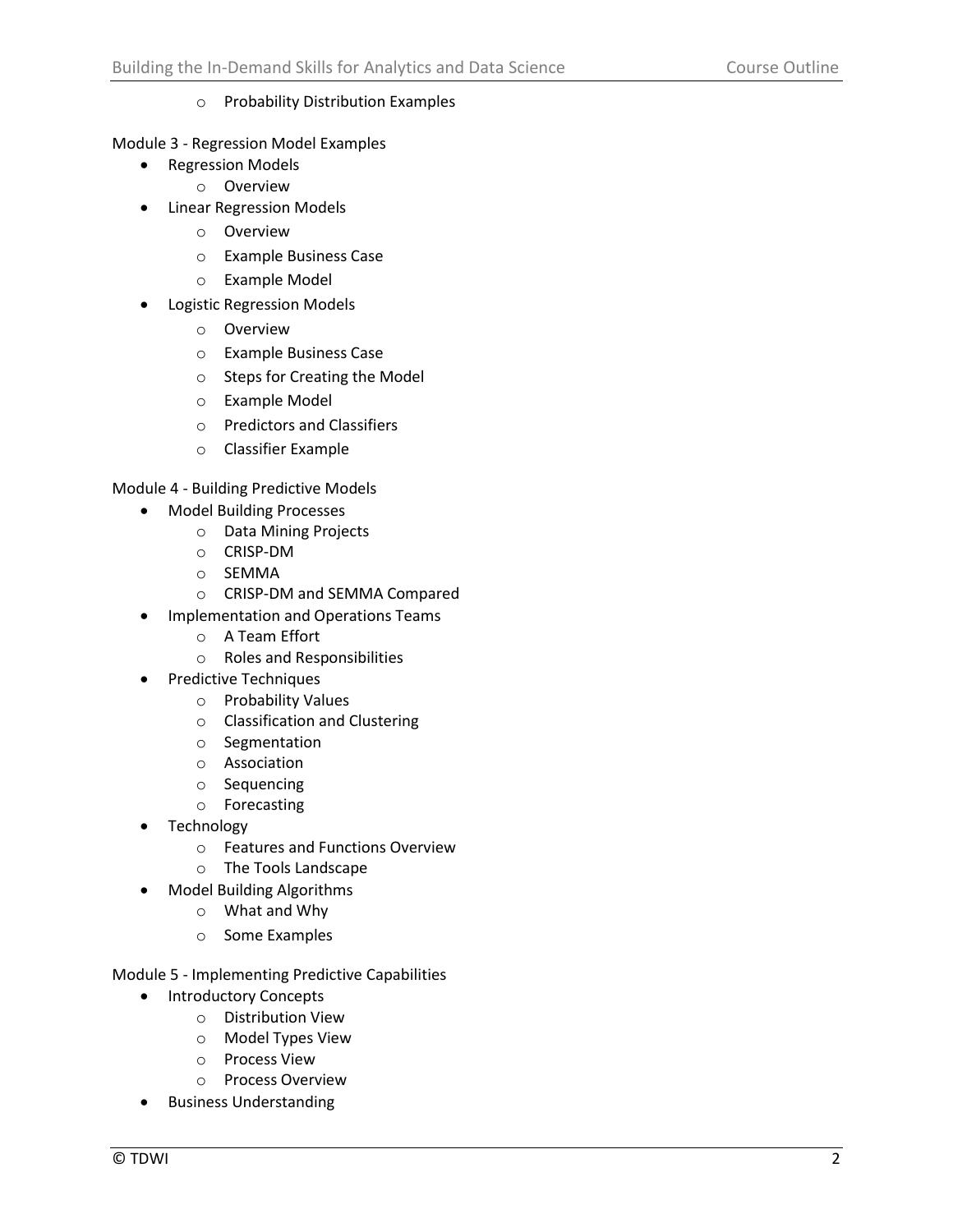- Probability Distribution Examples

Module 3 - Regression Model Examples

- Regression Models
  - Overview
- Linear Regression Models
  - Overview
  - Example Business Case
  - Example Model
- Logistic Regression Models
  - Overview
  - Example Business Case
  - Steps for Creating the Model
  - Example Model
  - Predictors and Classifiers
  - Classifier Example

Module 4 - Building Predictive Models

- Model Building Processes
  - Data Mining Projects
  - CRISP-DM
  - SEMMA
  - CRISP-DM and SEMMA Compared
- Implementation and Operations Teams
  - A Team Effort
  - Roles and Responsibilities
- Predictive Techniques
  - Probability Values
  - Classification and Clustering
  - Segmentation
  - Association
  - Sequencing
  - Forecasting
- Technology
  - Features and Functions Overview
  - The Tools Landscape
- Model Building Algorithms
  - What and Why
  - Some Examples

Module 5 - Implementing Predictive Capabilities

- Introductory Concepts
  - Distribution View
  - Model Types View
  - Process View
  - Process Overview
- Business Understanding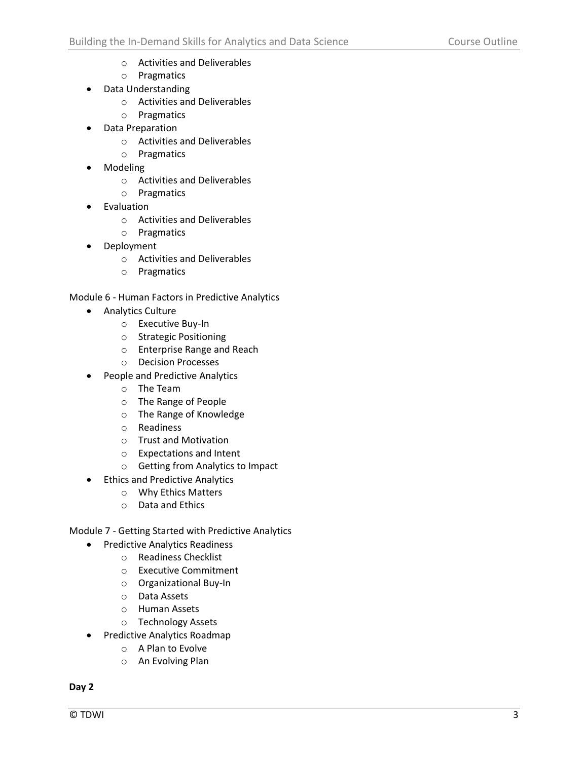- Activities and Deliverables
  - Pragmatics
- Data Understanding
  - Activities and Deliverables
  - Pragmatics
- Data Preparation
  - Activities and Deliverables
  - Pragmatics
- Modeling
  - Activities and Deliverables
  - Pragmatics
- Evaluation
  - Activities and Deliverables
  - Pragmatics
- Deployment
  - Activities and Deliverables
  - Pragmatics

Module 6 - Human Factors in Predictive Analytics

- Analytics Culture
  - Executive Buy-In
  - Strategic Positioning
  - Enterprise Range and Reach
  - Decision Processes
- People and Predictive Analytics
  - The Team
  - The Range of People
  - The Range of Knowledge
  - Readiness
  - Trust and Motivation
  - Expectations and Intent
  - Getting from Analytics to Impact
- Ethics and Predictive Analytics
  - Why Ethics Matters
  - Data and Ethics

Module 7 - Getting Started with Predictive Analytics

- Predictive Analytics Readiness
  - Readiness Checklist
  - Executive Commitment
  - Organizational Buy-In
  - Data Assets
  - Human Assets
  - Technology Assets
- Predictive Analytics Roadmap
  - A Plan to Evolve
  - An Evolving Plan

**Day 2**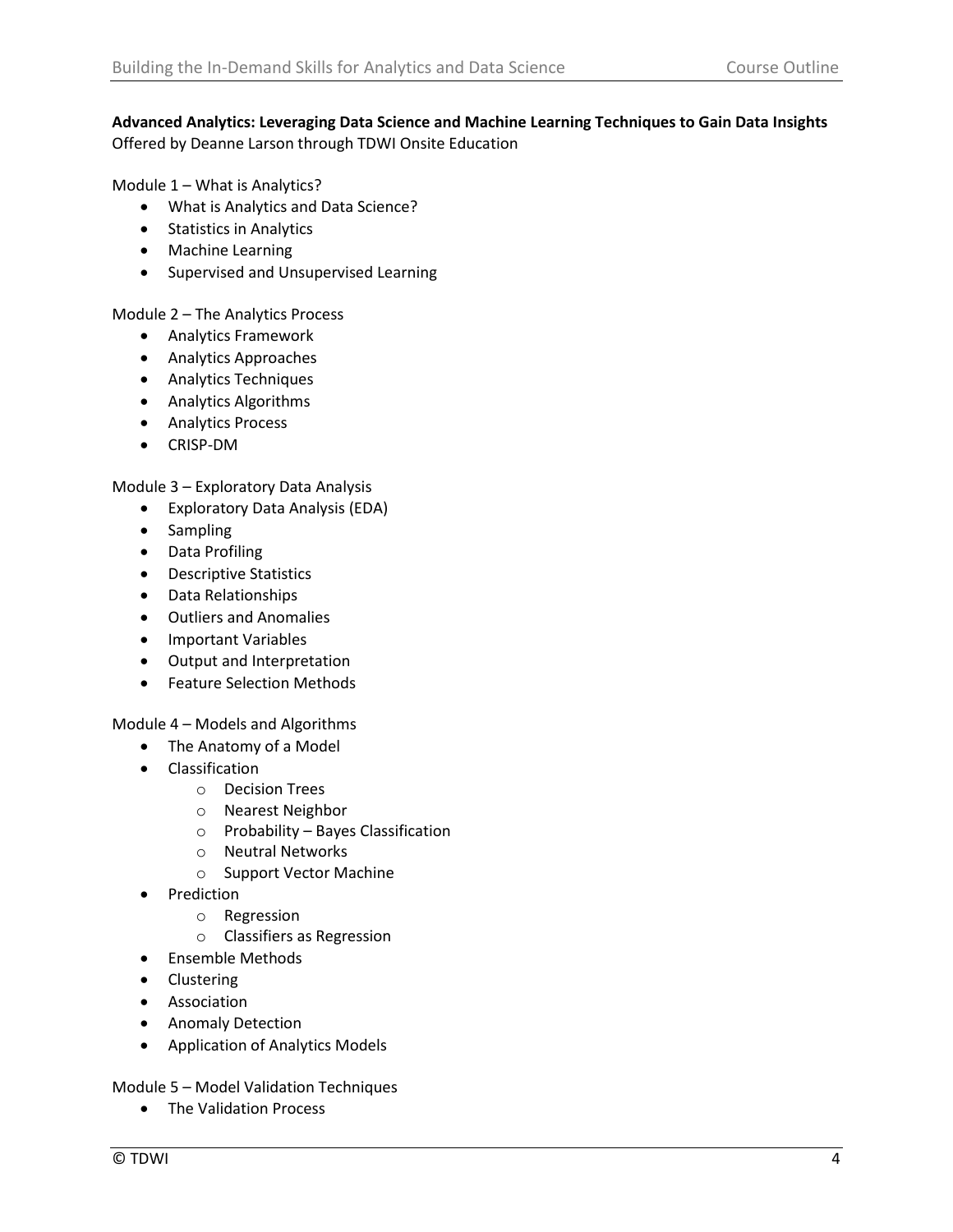**Advanced Analytics: Leveraging Data Science and Machine Learning Techniques to Gain Data Insights**
Offered by Deanne Larson through TDWI Onsite Education

Module 1 – What is Analytics?

- What is Analytics and Data Science?
- Statistics in Analytics
- Machine Learning
- Supervised and Unsupervised Learning

Module 2 – The Analytics Process

- Analytics Framework
- Analytics Approaches
- Analytics Techniques
- Analytics Algorithms
- Analytics Process
- CRISP-DM

Module 3 – Exploratory Data Analysis

- Exploratory Data Analysis (EDA)
- Sampling
- Data Profiling
- Descriptive Statistics
- Data Relationships
- Outliers and Anomalies
- Important Variables
- Output and Interpretation
- Feature Selection Methods

Module 4 – Models and Algorithms

- The Anatomy of a Model
- Classification
  - Decision Trees
  - Nearest Neighbor
  - Probability – Bayes Classification
  - Neutral Networks
  - Support Vector Machine
- Prediction
  - Regression
  - Classifiers as Regression
- Ensemble Methods
- Clustering
- Association
- Anomaly Detection
- Application of Analytics Models

Module 5 – Model Validation Techniques

- The Validation Process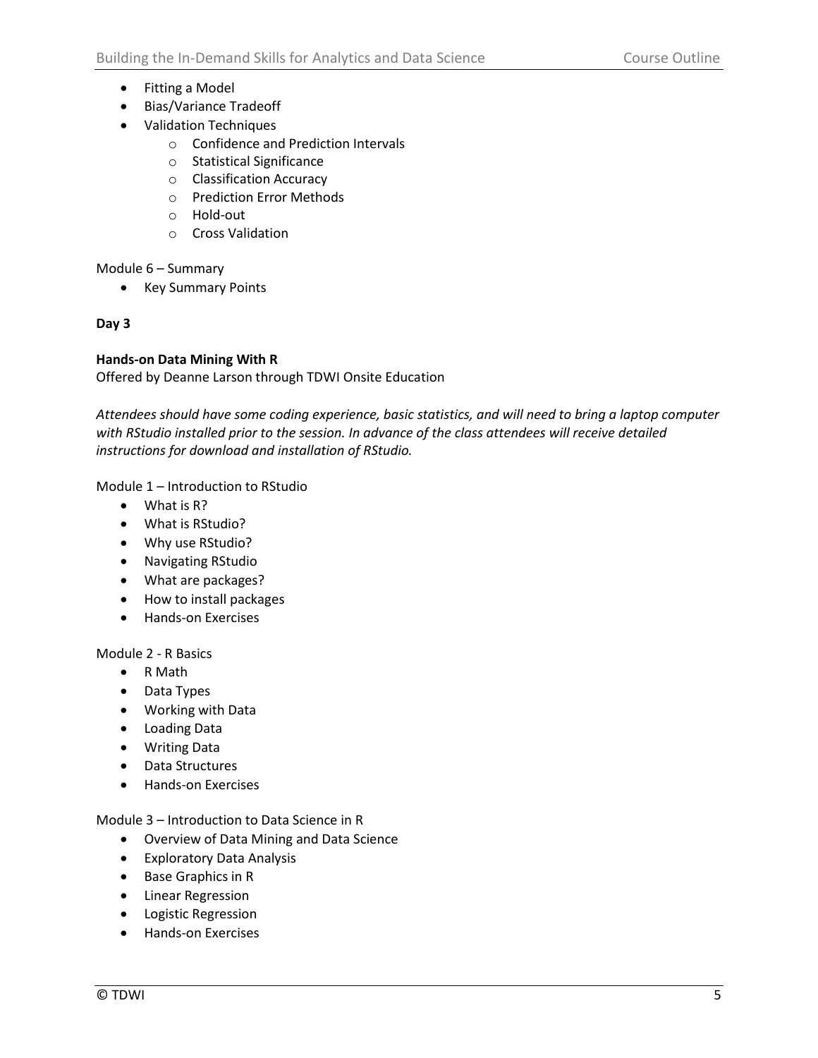- Fitting a Model
- Bias/Variance Tradeoff
- Validation Techniques
  - Confidence and Prediction Intervals
  - Statistical Significance
  - Classification Accuracy
  - Prediction Error Methods
  - Hold-out
  - Cross Validation

Module 6 – Summary

- Key Summary Points

**Day 3**

**Hands-on Data Mining With R**
Offered by Deanne Larson through TDWI Onsite Education

*Attendees should have some coding experience, basic statistics, and will need to bring a laptop computer with RStudio installed prior to the session. In advance of the class attendees will receive detailed instructions for download and installation of RStudio.*

Module 1 – Introduction to RStudio

- What is R?
- What is RStudio?
- Why use RStudio?
- Navigating RStudio
- What are packages?
- How to install packages
- Hands-on Exercises

Module 2 - R Basics

- R Math
- Data Types
- Working with Data
- Loading Data
- Writing Data
- Data Structures
- Hands-on Exercises

Module 3 – Introduction to Data Science in R

- Overview of Data Mining and Data Science
- Exploratory Data Analysis
- Base Graphics in R
- Linear Regression
- Logistic Regression
- Hands-on Exercises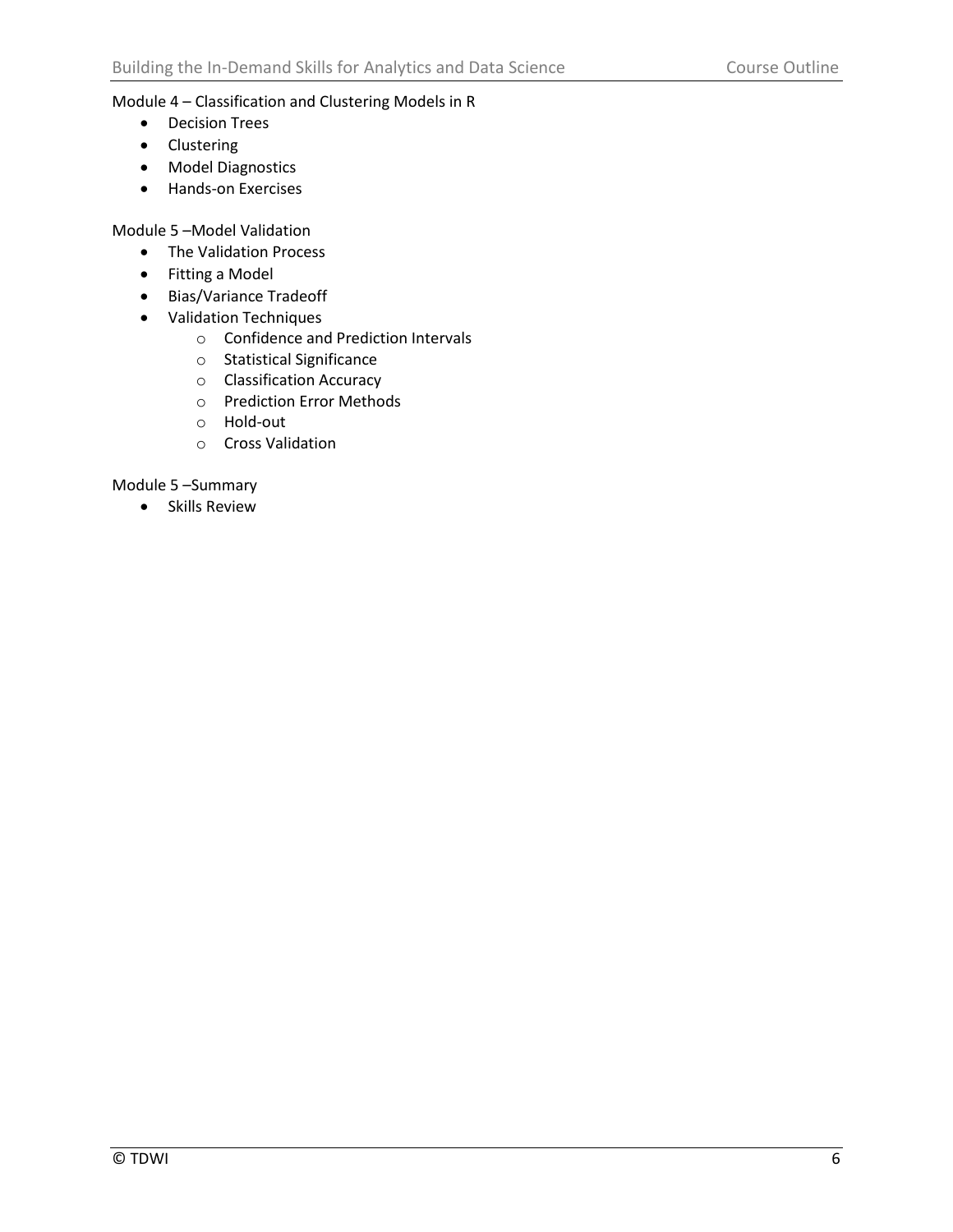Module 4 – Classification and Clustering Models in R

- Decision Trees
- Clustering
- Model Diagnostics
- Hands-on Exercises

Module 5 –Model Validation

- The Validation Process
- Fitting a Model
- Bias/Variance Tradeoff
- Validation Techniques
    - Confidence and Prediction Intervals
    - Statistical Significance
    - Classification Accuracy
    - Prediction Error Methods
    - Hold-out
    - Cross Validation

Module 5 –Summary

- Skills Review